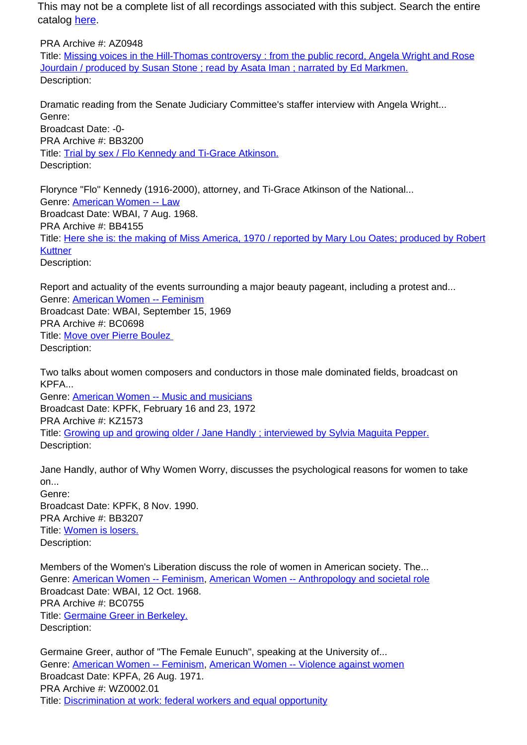This may not be a complete list of all recordings associated with this subject. Search the entire catalog here.

PRA Archive #: AZ0948
Title: Missing voices in the Hill-Thomas controversy : from the public record, Angela Wright and Rose Jourdain / produced by Susan Stone ; read by Asata Iman ; narrated by Ed Markmen.
Description:

Dramatic reading from the Senate Judiciary Committee's staffer interview with Angela Wright...
Genre:
Broadcast Date: -0-
PRA Archive #: BB3200
Title: Trial by sex / Flo Kennedy and Ti-Grace Atkinson.
Description:

Florynce "Flo" Kennedy (1916-2000), attorney, and Ti-Grace Atkinson of the National...
Genre: American Women -- Law
Broadcast Date: WBAI, 7 Aug. 1968.
PRA Archive #: BB4155
Title: Here she is: the making of Miss America, 1970 / reported by Mary Lou Oates; produced by Robert Kuttner
Description:

Report and actuality of the events surrounding a major beauty pageant, including a protest and...
Genre: American Women -- Feminism
Broadcast Date: WBAI, September 15, 1969
PRA Archive #: BC0698
Title: Move over Pierre Boulez
Description:

Two talks about women composers and conductors in those male dominated fields, broadcast on KPFA...
Genre: American Women -- Music and musicians
Broadcast Date: KPFK, February 16 and 23, 1972
PRA Archive #: KZ1573
Title: Growing up and growing older / Jane Handly ; interviewed by Sylvia Maguita Pepper.
Description:

Jane Handly, author of Why Women Worry, discusses the psychological reasons for women to take on...
Genre:
Broadcast Date: KPFK, 8 Nov. 1990.
PRA Archive #: BB3207
Title: Women is losers.
Description:

Members of the Women's Liberation discuss the role of women in American society. The...
Genre: American Women -- Feminism, American Women -- Anthropology and societal role
Broadcast Date: WBAI, 12 Oct. 1968.
PRA Archive #: BC0755
Title: Germaine Greer in Berkeley.
Description:

Germaine Greer, author of "The Female Eunuch", speaking at the University of...
Genre: American Women -- Feminism, American Women -- Violence against women
Broadcast Date: KPFA, 26 Aug. 1971.
PRA Archive #: WZ0002.01
Title: Discrimination at work: federal workers and equal opportunity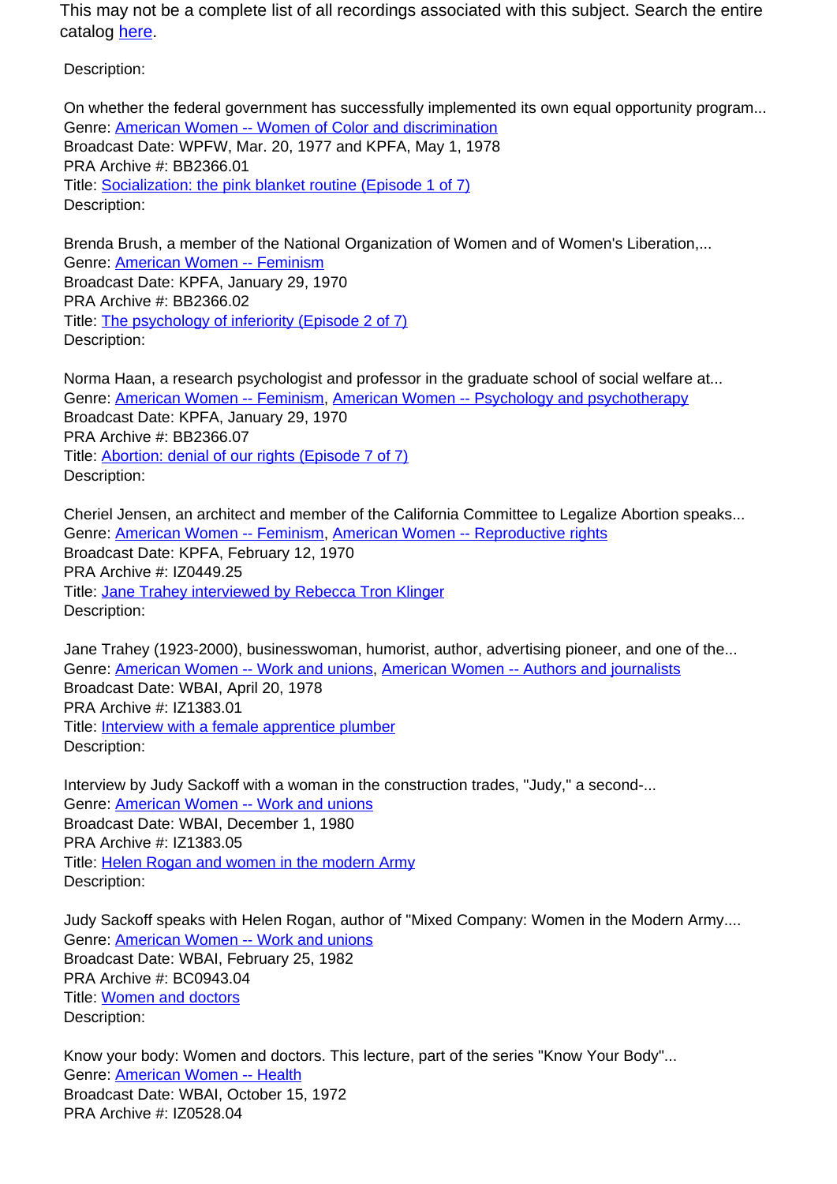This may not be a complete list of all recordings associated with this subject. Search the entire catalog here.

Description:

On whether the federal government has successfully implemented its own equal opportunity program...
Genre: American Women -- Women of Color and discrimination
Broadcast Date: WPFW, Mar. 20, 1977 and KPFA, May 1, 1978
PRA Archive #: BB2366.01
Title: Socialization: the pink blanket routine (Episode 1 of 7)
Description:

Brenda Brush, a member of the National Organization of Women and of Women's Liberation,...
Genre: American Women -- Feminism
Broadcast Date: KPFA, January 29, 1970
PRA Archive #: BB2366.02
Title: The psychology of inferiority (Episode 2 of 7)
Description:

Norma Haan, a research psychologist and professor in the graduate school of social welfare at...
Genre: American Women -- Feminism, American Women -- Psychology and psychotherapy
Broadcast Date: KPFA, January 29, 1970
PRA Archive #: BB2366.07
Title: Abortion: denial of our rights (Episode 7 of 7)
Description:

Cheriel Jensen, an architect and member of the California Committee to Legalize Abortion speaks...
Genre: American Women -- Feminism, American Women -- Reproductive rights
Broadcast Date: KPFA, February 12, 1970
PRA Archive #: IZ0449.25
Title: Jane Trahey interviewed by Rebecca Tron Klinger
Description:

Jane Trahey (1923-2000), businesswoman, humorist, author, advertising pioneer, and one of the...
Genre: American Women -- Work and unions, American Women -- Authors and journalists
Broadcast Date: WBAI, April 20, 1978
PRA Archive #: IZ1383.01
Title: Interview with a female apprentice plumber
Description:

Interview by Judy Sackoff with a woman in the construction trades, "Judy," a second-...
Genre: American Women -- Work and unions
Broadcast Date: WBAI, December 1, 1980
PRA Archive #: IZ1383.05
Title: Helen Rogan and women in the modern Army
Description:

Judy Sackoff speaks with Helen Rogan, author of "Mixed Company: Women in the Modern Army....
Genre: American Women -- Work and unions
Broadcast Date: WBAI, February 25, 1982
PRA Archive #: BC0943.04
Title: Women and doctors
Description:

Know your body: Women and doctors. This lecture, part of the series "Know Your Body"...
Genre: American Women -- Health
Broadcast Date: WBAI, October 15, 1972
PRA Archive #: IZ0528.04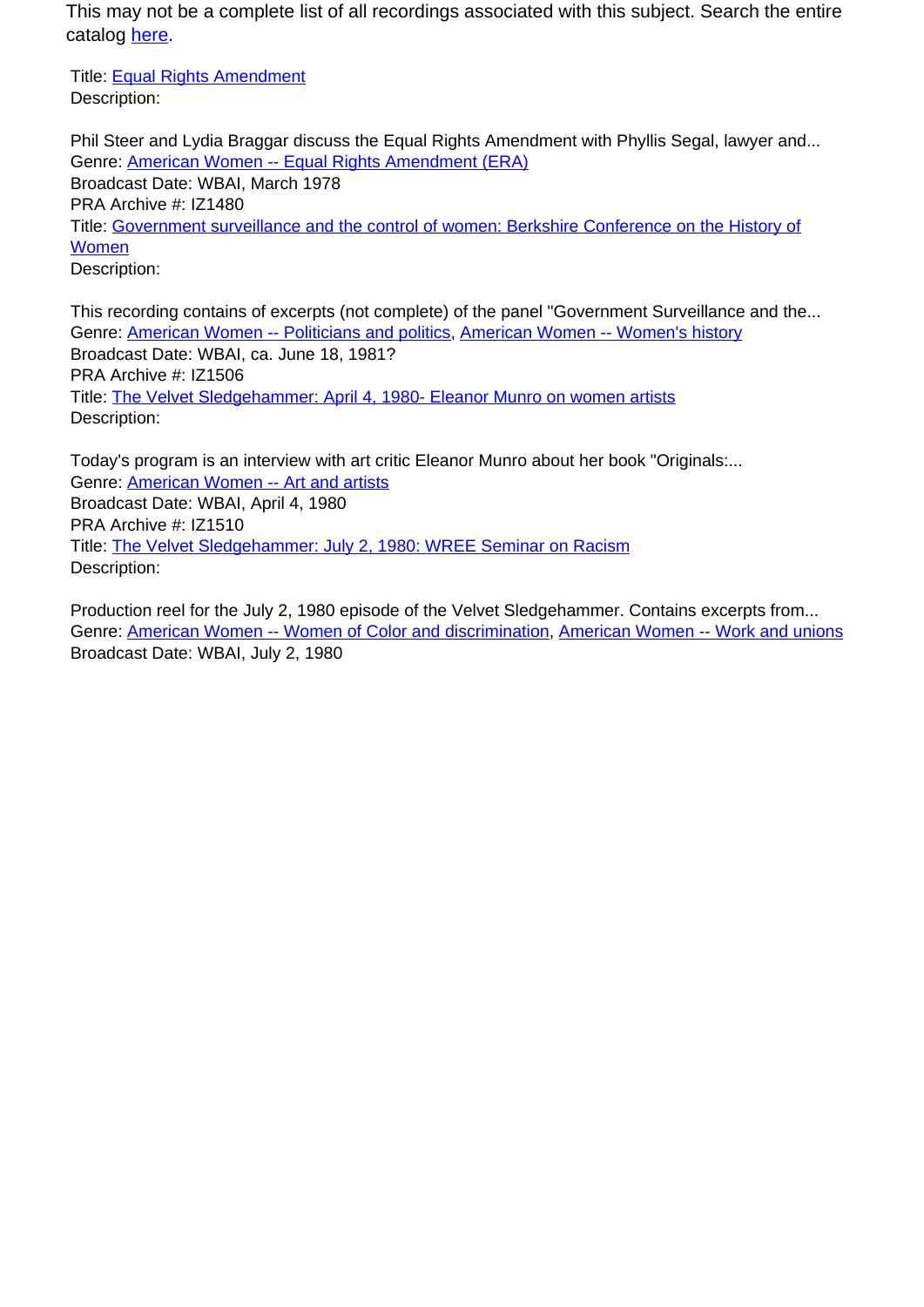This may not be a complete list of all recordings associated with this subject. Search the entire catalog here.

Title: Equal Rights Amendment
Description:

Phil Steer and Lydia Braggar discuss the Equal Rights Amendment with Phyllis Segal, lawyer and...
Genre: American Women -- Equal Rights Amendment (ERA)
Broadcast Date: WBAI, March 1978
PRA Archive #: IZ1480
Title: Government surveillance and the control of women: Berkshire Conference on the History of Women
Description:

This recording contains of excerpts (not complete) of the panel "Government Surveillance and the...
Genre: American Women -- Politicians and politics, American Women -- Women's history
Broadcast Date: WBAI, ca. June 18, 1981?
PRA Archive #: IZ1506
Title: The Velvet Sledgehammer: April 4, 1980- Eleanor Munro on women artists
Description:

Today's program is an interview with art critic Eleanor Munro about her book "Originals:...
Genre: American Women -- Art and artists
Broadcast Date: WBAI, April 4, 1980
PRA Archive #: IZ1510
Title: The Velvet Sledgehammer: July 2, 1980: WREE Seminar on Racism
Description:

Production reel for the July 2, 1980 episode of the Velvet Sledgehammer. Contains excerpts from...
Genre: American Women -- Women of Color and discrimination, American Women -- Work and unions
Broadcast Date: WBAI, July 2, 1980